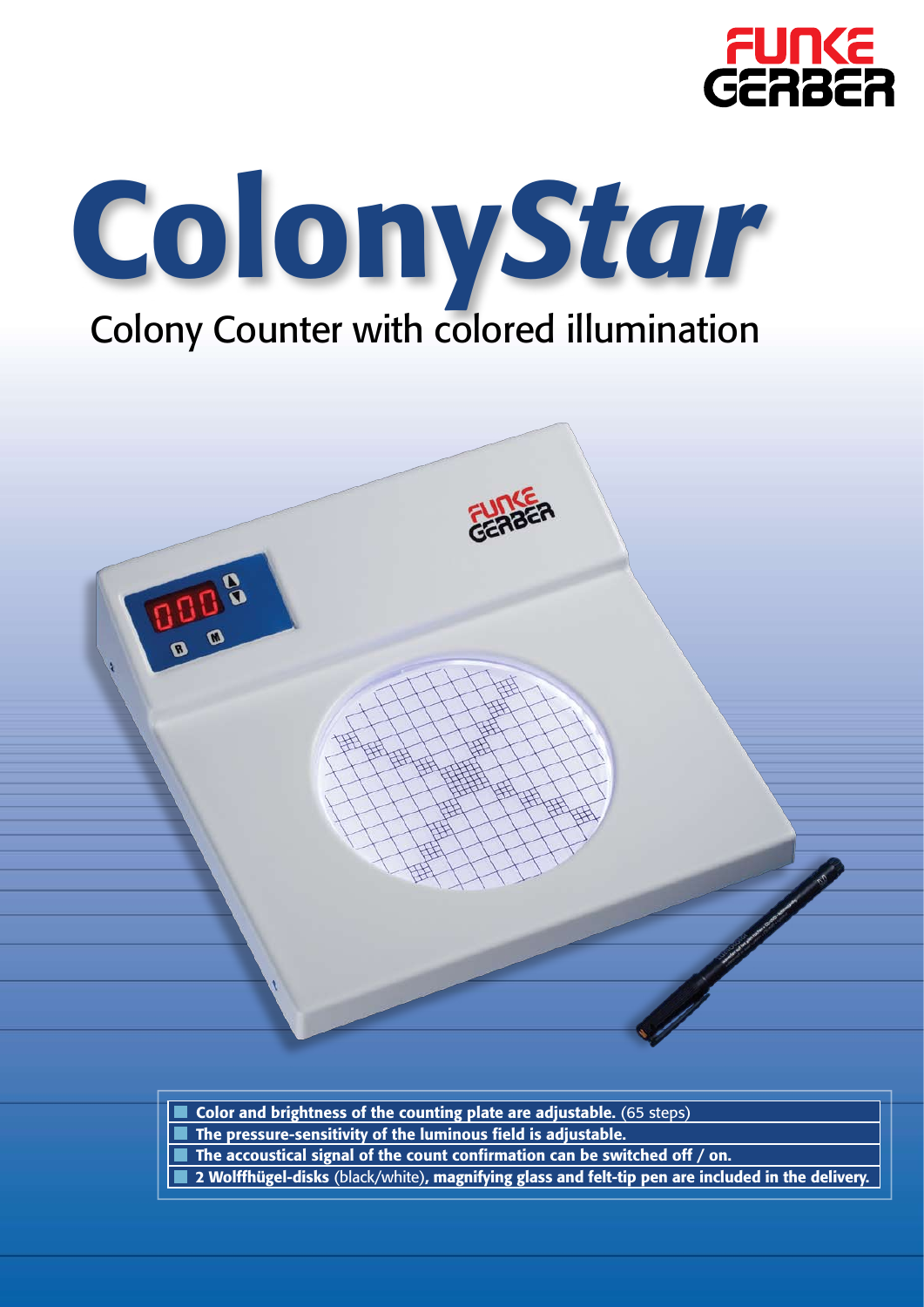# ColonyStar

## Colony Counter with colored illumination

- **Color and brightness of the counting plate are adjustable.** (65 steps)
- **The pressure-sensitivity of the luminous field is adjustable.**
- **The accoustical signal of the count confirmation can be switched off / on.**
- **2 Wolffhügel-disks** (black/white)**, magnifying glass and felt-tip pen are included in the delivery.**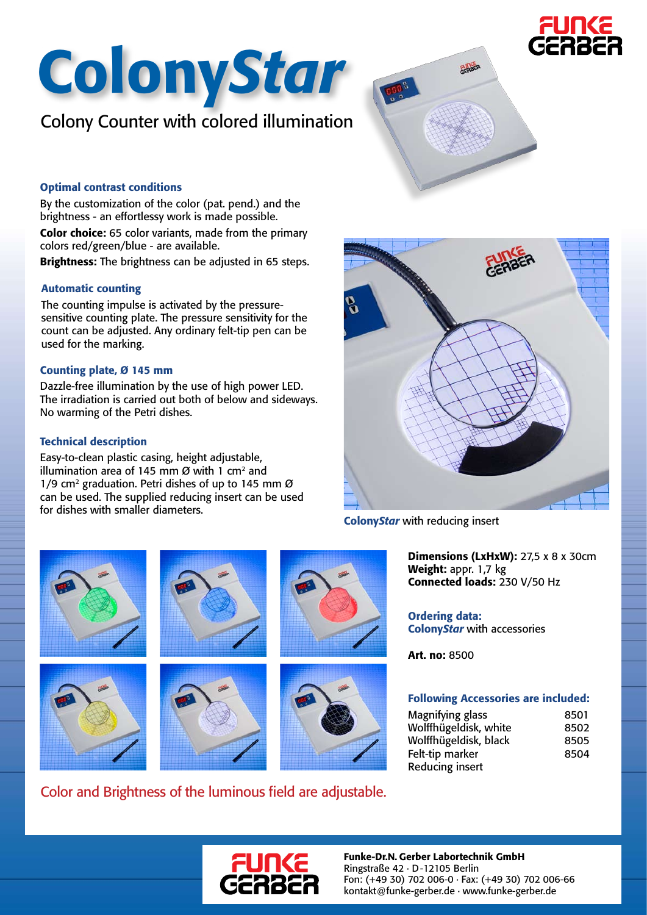# Colony*Star*

## Colony Counter with colored illumination

### Optimal contrast conditions

By the customization of the color (pat. pend.) and the brightness - an effortlessy work is made possible.

**Color choice:** 65 color variants, made from the primary colors red/green/blue - are available.

**Brightness:** The brightness can be adjusted in 65 steps.

### Automatic counting

The counting impulse is activated by the pressure-sensitive counting plate. The pressure sensitivity for the count can be adjusted. Any ordinary felt-tip pen can be used for the marking.

### Counting plate, Ø 145 mm

Dazzle-free illumination by the use of high power LED. The irradiation is carried out both of below and sideways. No warming of the Petri dishes.

### Technical description

Easy-to-clean plastic casing, height adjustable, illumination area of 145 mm Ø with 1 $cm^2$ and 1/9 $cm^2$ graduation. Petri dishes of up to 145 mm Ø can be used. The supplied reducing insert can be used for dishes with smaller diameters.

**Colony*Star*** with reducing insert

Color and Brightness of the luminous field are adjustable.

**Dimensions (LxHxW):** 27,5 x 8 x 30cm
**Weight:** appr. 1,7 kg
**Connected loads:** 230 V/50 Hz

**Ordering data:**
**Colony*Star*** with accessories

**Art. no:** 8500

### Following Accessories are included:

| | |
|---|---|
| Magnifying glass | 8501 |
| Wolffhügeldisk, white | 8502 |
| Wolffhügeldisk, black | 8505 |
| Felt-tip marker | 8504 |
| Reducing insert | |

**Funke-Dr.N. Gerber Labortechnik GmbH**
Ringstraße 42 · D-12105 Berlin
Fon: (+49 30) 702 006-0 · Fax: (+49 30) 702 006-66
kontakt@funke-gerber.de · www.funke-gerber.de